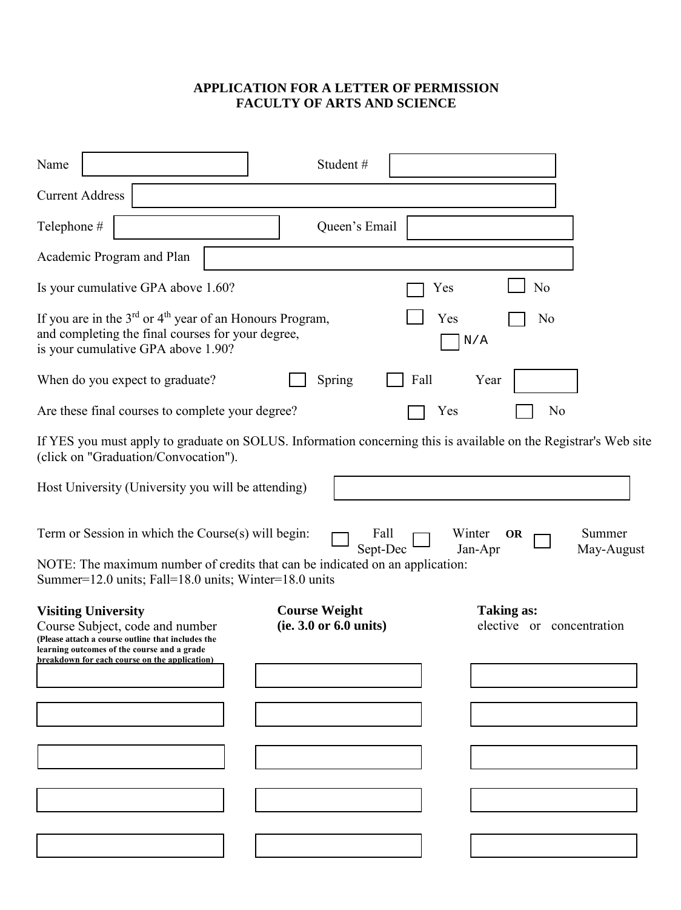**APPLICATION FOR A LETTER OF PERMISSION**
**FACULTY OF ARTS AND SCIENCE**

Name ☐ Student # ☐

Current Address ☐

Telephone # ☐ Queen's Email ☐

Academic Program and Plan ☐

Is your cumulative GPA above 1.60? ☐ Yes ☐ No

If you are in the 3rd or 4th year of an Honours Program, and completing the final courses for your degree, is your cumulative GPA above 1.90? ☐ Yes ☐ No ☐ N/A

When do you expect to graduate? ☐ Spring ☐ Fall Year ☐

Are these final courses to complete your degree? ☐ Yes ☐ No

If YES you must apply to graduate on SOLUS. Information concerning this is available on the Registrar's Web site (click on "Graduation/Convocation").

Host University (University you will be attending) ☐

Term or Session in which the Course(s) will begin: ☐ Fall Sept-Dec ☐ Winter Jan-Apr **OR** ☐ Summer May-August

NOTE: The maximum number of credits that can be indicated on an application:
Summer=12.0 units; Fall=18.0 units; Winter=18.0 units

| **Visiting University** Course Subject, code and number **(Please attach a course outline that includes the learning outcomes of the course and a grade breakdown for each course on the application)** | **Course Weight (ie. 3.0 or 6.0 units)** | **Taking as:** elective or concentration |
|---|---|---|
| | | |
| | | |
| | | |
| | | |
| | | |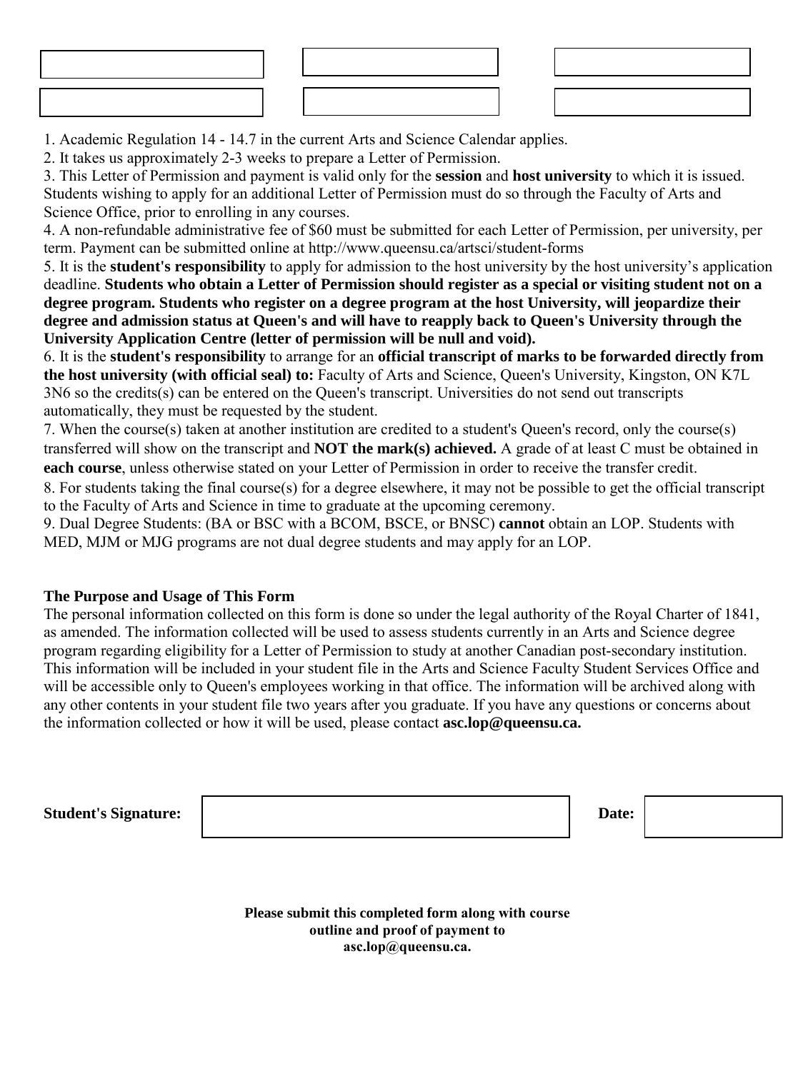1. Academic Regulation 14 - 14.7 in the current Arts and Science Calendar applies.
2. It takes us approximately 2-3 weeks to prepare a Letter of Permission.
3. This Letter of Permission and payment is valid only for the **session** and **host university** to which it is issued. Students wishing to apply for an additional Letter of Permission must do so through the Faculty of Arts and Science Office, prior to enrolling in any courses.
4. A non-refundable administrative fee of $60 must be submitted for each Letter of Permission, per university, per term. Payment can be submitted online at http://www.queensu.ca/artsci/student-forms
5. It is the **student's responsibility** to apply for admission to the host university by the host university's application deadline. **Students who obtain a Letter of Permission should register as a special or visiting student not on a degree program. Students who register on a degree program at the host University, will jeopardize their degree and admission status at Queen's and will have to reapply back to Queen's University through the University Application Centre (letter of permission will be null and void).**
6. It is the **student's responsibility** to arrange for an **official transcript of marks to be forwarded directly from the host university (with official seal) to:** Faculty of Arts and Science, Queen's University, Kingston, ON K7L 3N6 so the credits(s) can be entered on the Queen's transcript. Universities do not send out transcripts automatically, they must be requested by the student.
7. When the course(s) taken at another institution are credited to a student's Queen's record, only the course(s) transferred will show on the transcript and **NOT the mark(s) achieved.** A grade of at least C must be obtained in **each course**, unless otherwise stated on your Letter of Permission in order to receive the transfer credit.
8. For students taking the final course(s) for a degree elsewhere, it may not be possible to get the official transcript to the Faculty of Arts and Science in time to graduate at the upcoming ceremony.
9. Dual Degree Students: (BA or BSC with a BCOM, BSCE, or BNSC) **cannot** obtain an LOP. Students with MED, MJM or MJG programs are not dual degree students and may apply for an LOP.

**The Purpose and Usage of This Form**

The personal information collected on this form is done so under the legal authority of the Royal Charter of 1841, as amended. The information collected will be used to assess students currently in an Arts and Science degree program regarding eligibility for a Letter of Permission to study at another Canadian post-secondary institution. This information will be included in your student file in the Arts and Science Faculty Student Services Office and will be accessible only to Queen's employees working in that office. The information will be archived along with any other contents in your student file two years after you graduate. If you have any questions or concerns about the information collected or how it will be used, please contact **asc.lop@queensu.ca.**

**Student's Signature:** ____________________ **Date:** __________

**Please submit this completed form along with course outline and proof of payment to asc.lop@queensu.ca.**